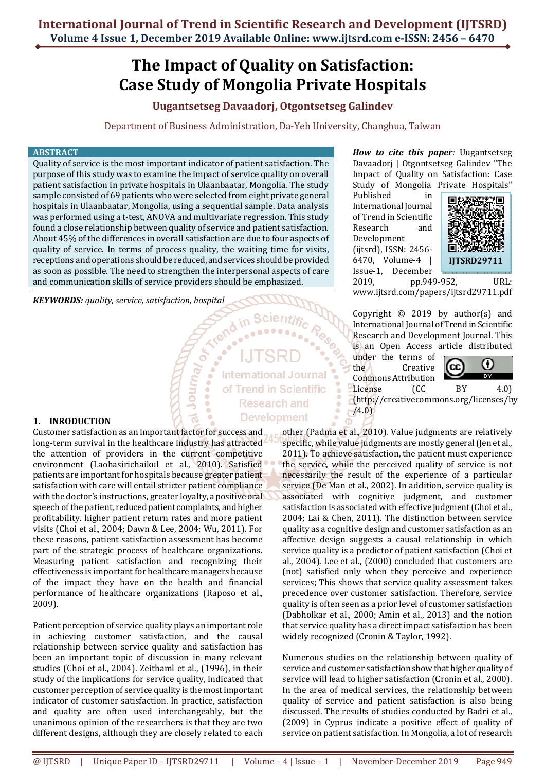# The Impact of Quality on Satisfaction: Case Study of Mongolia Private Hospitals

**Uugantsetseg Davaadorj, Otgontsetseg Galindev**

Department of Business Administration, Da-Yeh University, Changhua, Taiwan

## ABSTRACT

Quality of service is the most important indicator of patient satisfaction. The purpose of this study was to examine the impact of service quality on overall patient satisfaction in private hospitals in Ulaanbaatar, Mongolia. The study sample consisted of 69 patients who were selected from eight private general hospitals in Ulaanbaatar, Mongolia, using a sequential sample. Data analysis was performed using a t-test, ANOVA and multivariate regression. This study found a close relationship between quality of service and patient satisfaction. About 45% of the differences in overall satisfaction are due to four aspects of quality of service. In terms of process quality, the waiting time for visits, receptions and operations should be reduced, and services should be provided as soon as possible. The need to strengthen the interpersonal aspects of care and communication skills of service providers should be emphasized.

***KEYWORDS:*** *quality, service, satisfaction, hospital*

***How to cite this paper:*** Uugantsetseg Davaadorj | Otgontsetseg Galindev "The Impact of Quality on Satisfaction: Case Study of Mongolia Private Hospitals" Published in International Journal of Trend in Scientific Research and Development (ijtsrd), ISSN: 2456-6470, Volume-4 | Issue-1, December 2019, pp.949-952, URL: www.ijtsrd.com/papers/ijtsrd29711.pdf

IJTSRD29711

Copyright © 2019 by author(s) and International Journal of Trend in Scientific Research and Development Journal. This is an Open Access article distributed under the terms of the Creative Commons Attribution License (CC BY 4.0) (http://creativecommons.org/licenses/by/4.0)

## 1. INRODUCTION

Customer satisfaction as an important factor for success and long-term survival in the healthcare industry has attracted the attention of providers in the current competitive environment (Laohasirichaikul et al., 2010). Satisfied patients are important for hospitals because greater patient satisfaction with care will entail stricter patient compliance with the doctor's instructions, greater loyalty, a positive oral speech of the patient, reduced patient complaints, and higher profitability. higher patient return rates and more patient visits (Choi et al., 2004; Dawn & Lee, 2004; Wu, 2011). For these reasons, patient satisfaction assessment has become part of the strategic process of healthcare organizations. Measuring patient satisfaction and recognizing their effectiveness is important for healthcare managers because of the impact they have on the health and financial performance of healthcare organizations (Raposo et al., 2009).

Patient perception of service quality plays an important role in achieving customer satisfaction, and the causal relationship between service quality and satisfaction has been an important topic of discussion in many relevant studies (Choi et al., 2004). Zeithaml et al., (1996), in their study of the implications for service quality, indicated that customer perception of service quality is the most important indicator of customer satisfaction. In practice, satisfaction and quality are often used interchangeably, but the unanimous opinion of the researchers is that they are two different designs, although they are closely related to each other (Padma et al., 2010). Value judgments are relatively specific, while value judgments are mostly general (Jen et al., 2011). To achieve satisfaction, the patient must experience the service, while the perceived quality of service is not necessarily the result of the experience of a particular service (De Man et al., 2002). In addition, service quality is associated with cognitive judgment, and customer satisfaction is associated with effective judgment (Choi et al., 2004; Lai & Chen, 2011). The distinction between service quality as a cognitive design and customer satisfaction as an affective design suggests a causal relationship in which service quality is a predictor of patient satisfaction (Choi et al., 2004). Lee et al., (2000) concluded that customers are (not) satisfied only when they perceive and experience services; This shows that service quality assessment takes precedence over customer satisfaction. Therefore, service quality is often seen as a prior level of customer satisfaction (Dabholkar et al., 2000; Amin et al., 2013) and the notion that service quality has a direct impact satisfaction has been widely recognized (Cronin & Taylor, 1992).

Numerous studies on the relationship between quality of service and customer satisfaction show that higher quality of service will lead to higher satisfaction (Cronin et al., 2000). In the area of medical services, the relationship between quality of service and patient satisfaction is also being discussed. The results of studies conducted by Badri et al., (2009) in Cyprus indicate a positive effect of quality of service on patient satisfaction. In Mongolia, a lot of research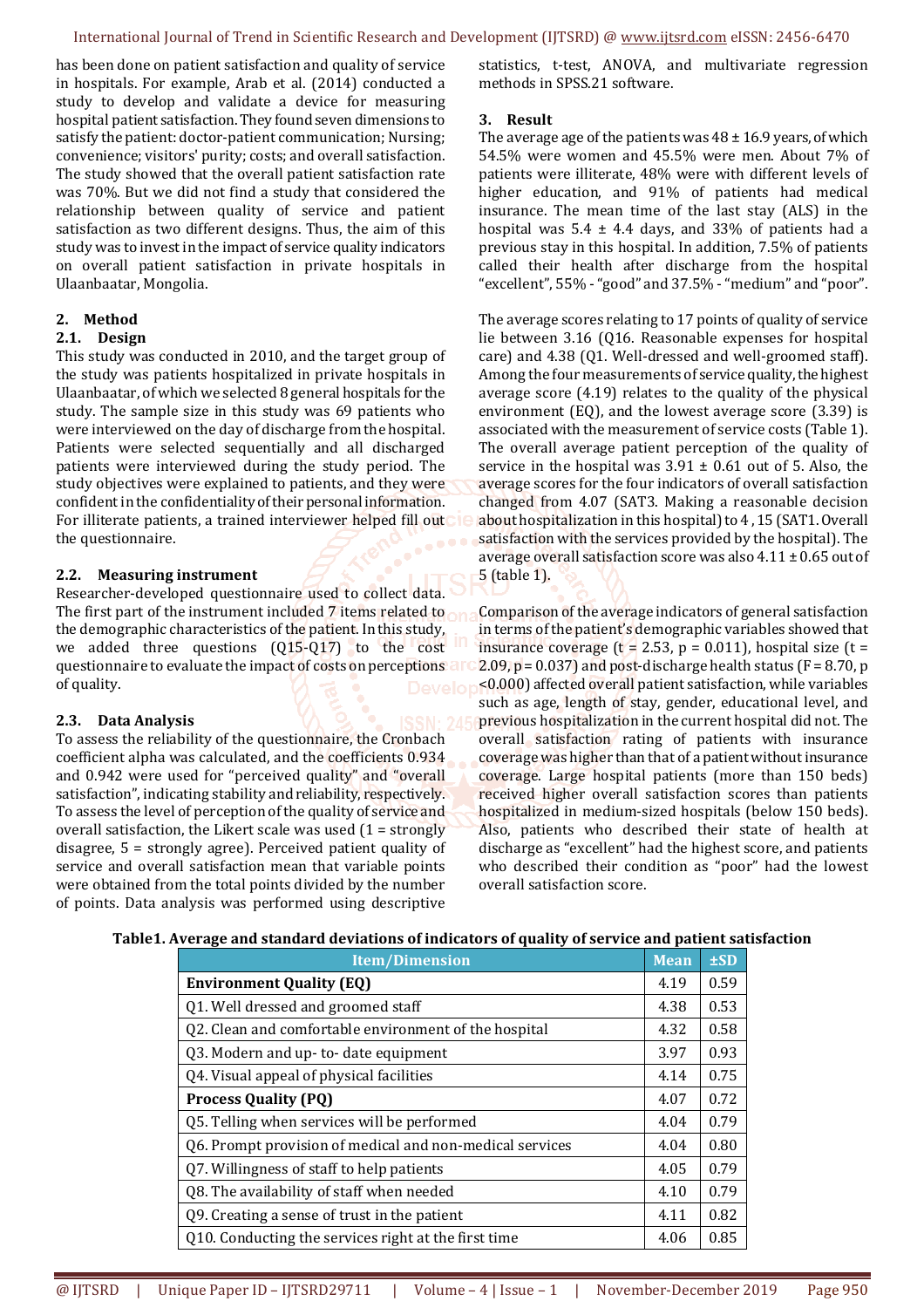has been done on patient satisfaction and quality of service in hospitals. For example, Arab et al. (2014) conducted a study to develop and validate a device for measuring hospital patient satisfaction. They found seven dimensions to satisfy the patient: doctor-patient communication; Nursing; convenience; visitors' purity; costs; and overall satisfaction. The study showed that the overall patient satisfaction rate was 70%. But we did not find a study that considered the relationship between quality of service and patient satisfaction as two different designs. Thus, the aim of this study was to invest in the impact of service quality indicators on overall patient satisfaction in private hospitals in Ulaanbaatar, Mongolia.

## 2. Method

### 2.1. Design

This study was conducted in 2010, and the target group of the study was patients hospitalized in private hospitals in Ulaanbaatar, of which we selected 8 general hospitals for the study. The sample size in this study was 69 patients who were interviewed on the day of discharge from the hospital. Patients were selected sequentially and all discharged patients were interviewed during the study period. The study objectives were explained to patients, and they were confident in the confidentiality of their personal information. For illiterate patients, a trained interviewer helped fill out the questionnaire.

### 2.2. Measuring instrument

Researcher-developed questionnaire used to collect data. The first part of the instrument included 7 items related to the demographic characteristics of the patient. In this study, we added three questions (Q15-Q17) to the cost questionnaire to evaluate the impact of costs on perceptions of quality.

### 2.3. Data Analysis

To assess the reliability of the questionnaire, the Cronbach coefficient alpha was calculated, and the coefficients 0.934 and 0.942 were used for "perceived quality" and "overall satisfaction", indicating stability and reliability, respectively. To assess the level of perception of the quality of service and overall satisfaction, the Likert scale was used (1 = strongly disagree, 5 = strongly agree). Perceived patient quality of service and overall satisfaction mean that variable points were obtained from the total points divided by the number of points. Data analysis was performed using descriptive statistics, t-test, ANOVA, and multivariate regression methods in SPSS.21 software.

## 3. Result

The average age of the patients was 48 ± 16.9 years, of which 54.5% were women and 45.5% were men. About 7% of patients were illiterate, 48% were with different levels of higher education, and 91% of patients had medical insurance. The mean time of the last stay (ALS) in the hospital was 5.4 ± 4.4 days, and 33% of patients had a previous stay in this hospital. In addition, 7.5% of patients called their health after discharge from the hospital "excellent", 55% - "good" and 37.5% - "medium" and "poor".

The average scores relating to 17 points of quality of service lie between 3.16 (Q16. Reasonable expenses for hospital care) and 4.38 (Q1. Well-dressed and well-groomed staff). Among the four measurements of service quality, the highest average score (4.19) relates to the quality of the physical environment (EQ), and the lowest average score (3.39) is associated with the measurement of service costs (Table 1). The overall average patient perception of the quality of service in the hospital was 3.91 ± 0.61 out of 5. Also, the average scores for the four indicators of overall satisfaction changed from 4.07 (SAT3. Making a reasonable decision about hospitalization in this hospital) to 4 , 15 (SAT1. Overall satisfaction with the services provided by the hospital). The average overall satisfaction score was also 4.11 ± 0.65 out of 5 (table 1).

Comparison of the average indicators of general satisfaction in terms of the patient's demographic variables showed that insurance coverage ($t = 2.53$, $p = 0.011$), hospital size ($t = 2.09$, $p = 0.037$) and post-discharge health status ($F = 8.70$, $p < 0.000$) affected overall patient satisfaction, while variables such as age, length of stay, gender, educational level, and previous hospitalization in the current hospital did not. The overall satisfaction rating of patients with insurance coverage was higher than that of a patient without insurance coverage. Large hospital patients (more than 150 beds) received higher overall satisfaction scores than patients hospitalized in medium-sized hospitals (below 150 beds). Also, patients who described their state of health at discharge as "excellent" had the highest score, and patients who described their condition as "poor" had the lowest overall satisfaction score.

**Table1. Average and standard deviations of indicators of quality of service and patient satisfaction**

| Item/Dimension | Mean | ±SD |
|---|---|---|
| **Environment Quality (EQ)** | 4.19 | 0.59 |
| Q1. Well dressed and groomed staff | 4.38 | 0.53 |
| Q2. Clean and comfortable environment of the hospital | 4.32 | 0.58 |
| Q3. Modern and up- to- date equipment | 3.97 | 0.93 |
| Q4. Visual appeal of physical facilities | 4.14 | 0.75 |
| **Process Quality (PQ)** | 4.07 | 0.72 |
| Q5. Telling when services will be performed | 4.04 | 0.79 |
| Q6. Prompt provision of medical and non-medical services | 4.04 | 0.80 |
| Q7. Willingness of staff to help patients | 4.05 | 0.79 |
| Q8. The availability of staff when needed | 4.10 | 0.79 |
| Q9. Creating a sense of trust in the patient | 4.11 | 0.82 |
| Q10. Conducting the services right at the first time | 4.06 | 0.85 |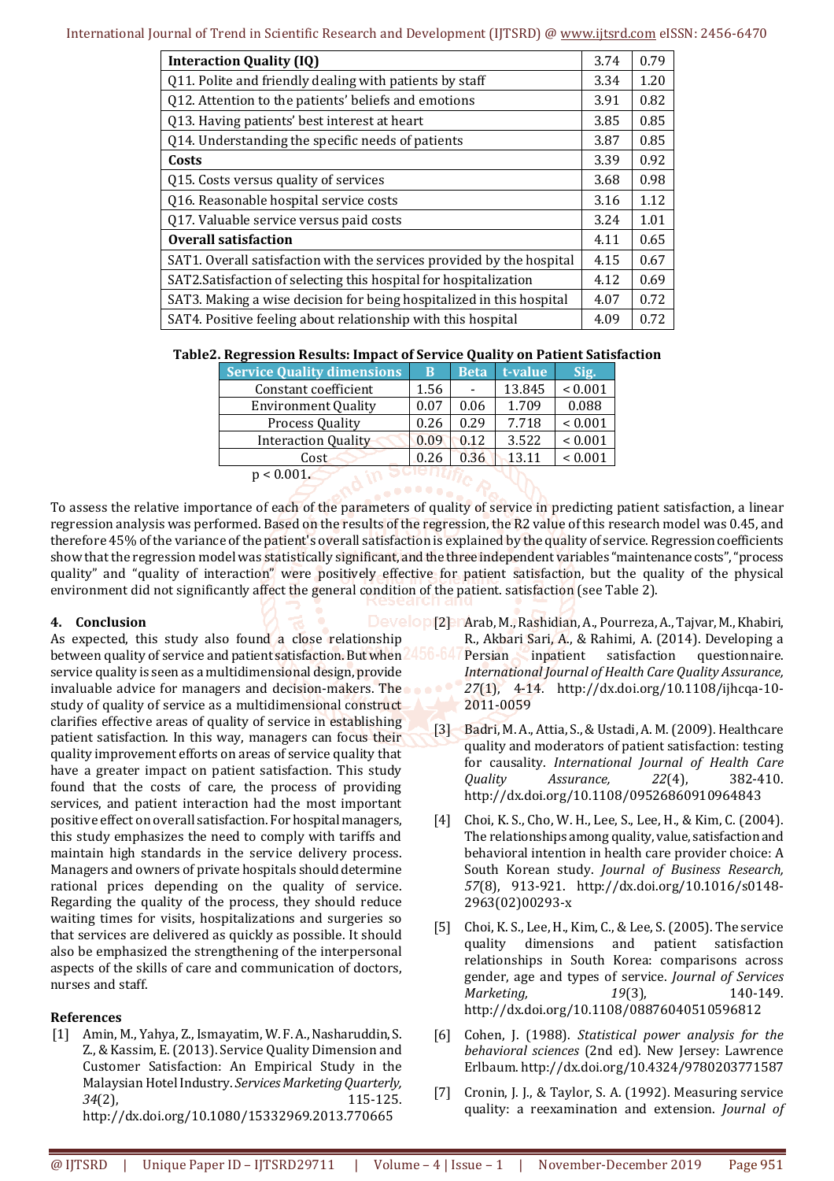| Interaction Quality (IQ) | 3.74 | 0.79 |
|---|---|---|
| Q11. Polite and friendly dealing with patients by staff | 3.34 | 1.20 |
| Q12. Attention to the patients' beliefs and emotions | 3.91 | 0.82 |
| Q13. Having patients' best interest at heart | 3.85 | 0.85 |
| Q14. Understanding the specific needs of patients | 3.87 | 0.85 |
| **Costs** | 3.39 | 0.92 |
| Q15. Costs versus quality of services | 3.68 | 0.98 |
| Q16. Reasonable hospital service costs | 3.16 | 1.12 |
| Q17. Valuable service versus paid costs | 3.24 | 1.01 |
| **Overall satisfaction** | 4.11 | 0.65 |
| SAT1. Overall satisfaction with the services provided by the hospital | 4.15 | 0.67 |
| SAT2.Satisfaction of selecting this hospital for hospitalization | 4.12 | 0.69 |
| SAT3. Making a wise decision for being hospitalized in this hospital | 4.07 | 0.72 |
| SAT4. Positive feeling about relationship with this hospital | 4.09 | 0.72 |

**Table2. Regression Results: Impact of Service Quality on Patient Satisfaction**

| Service Quality dimensions | B | Beta | t-value | Sig. |
|---|---|---|---|---|
| Constant coefficient | 1.56 | - | 13.845 | < 0.001 |
| Environment Quality | 0.07 | 0.06 | 1.709 | 0.088 |
| Process Quality | 0.26 | 0.29 | 7.718 | < 0.001 |
| Interaction Quality | 0.09 | 0.12 | 3.522 | < 0.001 |
| Cost | 0.26 | 0.36 | 13.11 | < 0.001 |

$p < 0.001$.

To assess the relative importance of each of the parameters of quality of service in predicting patient satisfaction, a linear regression analysis was performed. Based on the results of the regression, the R2 value of this research model was 0.45, and therefore 45% of the variance of the patient's overall satisfaction is explained by the quality of service. Regression coefficients show that the regression model was statistically significant, and the three independent variables "maintenance costs", "process quality" and "quality of interaction" were positively effective for patient satisfaction, but the quality of the physical environment did not significantly affect the general condition of the patient. satisfaction (see Table 2).

## 4. Conclusion

As expected, this study also found a close relationship between quality of service and patient satisfaction. But when service quality is seen as a multidimensional design, provide invaluable advice for managers and decision-makers. The study of quality of service as a multidimensional construct clarifies effective areas of quality of service in establishing patient satisfaction. In this way, managers can focus their quality improvement efforts on areas of service quality that have a greater impact on patient satisfaction. This study found that the costs of care, the process of providing services, and patient interaction had the most important positive effect on overall satisfaction. For hospital managers, this study emphasizes the need to comply with tariffs and maintain high standards in the service delivery process. Managers and owners of private hospitals should determine rational prices depending on the quality of service. Regarding the quality of the process, they should reduce waiting times for visits, hospitalizations and surgeries so that services are delivered as quickly as possible. It should also be emphasized the strengthening of the interpersonal aspects of the skills of care and communication of doctors, nurses and staff.

## References

[1] Amin, M., Yahya, Z., Ismayatim, W. F. A., Nasharuddin, S. Z., & Kassim, E. (2013). Service Quality Dimension and Customer Satisfaction: An Empirical Study in the Malaysian Hotel Industry. *Services Marketing Quarterly, 34*(2), 115-125. http://dx.doi.org/10.1080/15332969.2013.770665

[2] Arab, M., Rashidian, A., Pourreza, A., Tajvar, M., Khabiri, R., Akbari Sari, A., & Rahimi, A. (2014). Developing a Persian inpatient satisfaction questionnaire. *International Journal of Health Care Quality Assurance, 27*(1), 4-14. http://dx.doi.org/10.1108/ijhcqa-10-2011-0059

[3] Badri, M. A., Attia, S., & Ustadi, A. M. (2009). Healthcare quality and moderators of patient satisfaction: testing for causality. *International Journal of Health Care Quality Assurance, 22*(4), 382-410. http://dx.doi.org/10.1108/09526860910964843

[4] Choi, K. S., Cho, W. H., Lee, S., Lee, H., & Kim, C. (2004). The relationships among quality, value, satisfaction and behavioral intention in health care provider choice: A South Korean study. *Journal of Business Research, 57*(8), 913-921. http://dx.doi.org/10.1016/s0148-2963(02)00293-x

[5] Choi, K. S., Lee, H., Kim, C., & Lee, S. (2005). The service quality dimensions and patient satisfaction relationships in South Korea: comparisons across gender, age and types of service. *Journal of Services Marketing, 19*(3), 140-149. http://dx.doi.org/10.1108/08876040510596812

[6] Cohen, J. (1988). *Statistical power analysis for the behavioral sciences* (2nd ed). New Jersey: Lawrence Erlbaum. http://dx.doi.org/10.4324/9780203771587

[7] Cronin, J. J., & Taylor, S. A. (1992). Measuring service quality: a reexamination and extension. *Journal of*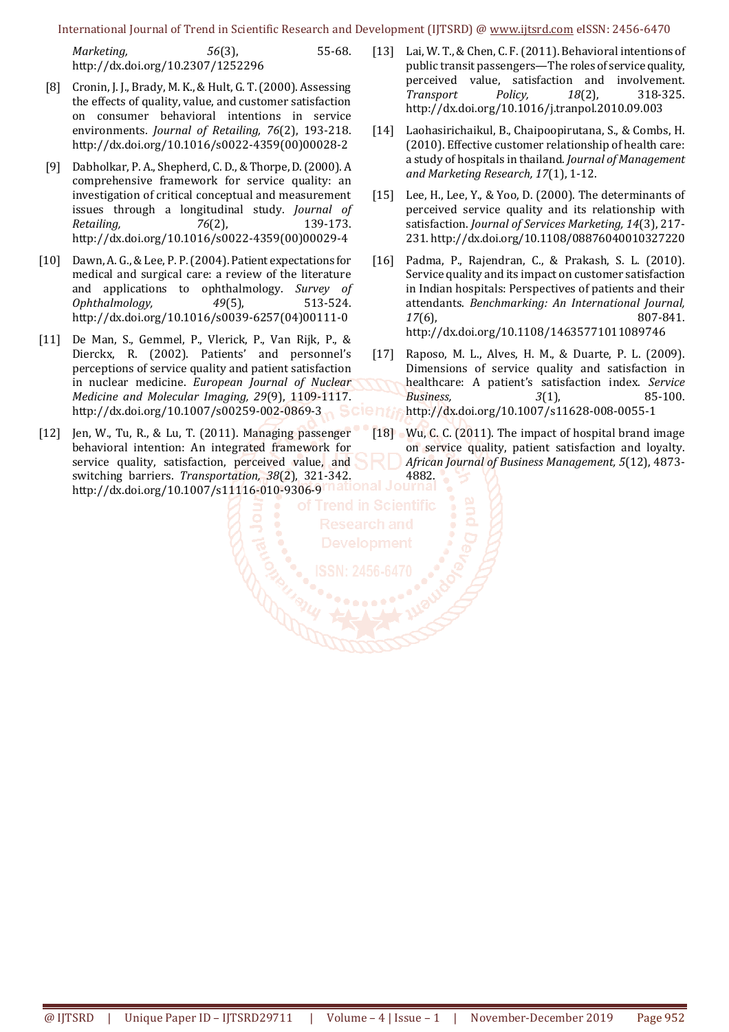*Marketing, 56*(3), 55-68. http://dx.doi.org/10.2307/1252296

[8] Cronin, J. J., Brady, M. K., & Hult, G. T. (2000). Assessing the effects of quality, value, and customer satisfaction on consumer behavioral intentions in service environments. *Journal of Retailing, 76*(2), 193-218. http://dx.doi.org/10.1016/s0022-4359(00)00028-2

[9] Dabholkar, P. A., Shepherd, C. D., & Thorpe, D. (2000). A comprehensive framework for service quality: an investigation of critical conceptual and measurement issues through a longitudinal study. *Journal of Retailing, 76*(2), 139-173. http://dx.doi.org/10.1016/s0022-4359(00)00029-4

[10] Dawn, A. G., & Lee, P. P. (2004). Patient expectations for medical and surgical care: a review of the literature and applications to ophthalmology. *Survey of Ophthalmology, 49*(5), 513-524. http://dx.doi.org/10.1016/s0039-6257(04)00111-0

[11] De Man, S., Gemmel, P., Vlerick, P., Van Rijk, P., & Dierckx, R. (2002). Patients' and personnel's perceptions of service quality and patient satisfaction in nuclear medicine. *European Journal of Nuclear Medicine and Molecular Imaging, 29*(9), 1109-1117. http://dx.doi.org/10.1007/s00259-002-0869-3

[12] Jen, W., Tu, R., & Lu, T. (2011). Managing passenger behavioral intention: An integrated framework for service quality, satisfaction, perceived value, and switching barriers. *Transportation, 38*(2), 321-342. http://dx.doi.org/10.1007/s11116-010-9306-9

[13] Lai, W. T., & Chen, C. F. (2011). Behavioral intentions of public transit passengers—The roles of service quality, perceived value, satisfaction and involvement. *Transport Policy, 18*(2), 318-325. http://dx.doi.org/10.1016/j.tranpol.2010.09.003

[14] Laohasirichaikul, B., Chaipoopirutana, S., & Combs, H. (2010). Effective customer relationship of health care: a study of hospitals in thailand. *Journal of Management and Marketing Research, 17*(1), 1-12.

[15] Lee, H., Lee, Y., & Yoo, D. (2000). The determinants of perceived service quality and its relationship with satisfaction. *Journal of Services Marketing, 14*(3), 217-231. http://dx.doi.org/10.1108/08876040010327220

[16] Padma, P., Rajendran, C., & Prakash, S. L. (2010). Service quality and its impact on customer satisfaction in Indian hospitals: Perspectives of patients and their attendants. *Benchmarking: An International Journal, 17*(6), 807-841. http://dx.doi.org/10.1108/14635771011089746

[17] Raposo, M. L., Alves, H. M., & Duarte, P. L. (2009). Dimensions of service quality and satisfaction in healthcare: A patient's satisfaction index. *Service Business, 3*(1), 85-100. http://dx.doi.org/10.1007/s11628-008-0055-1

[18] Wu, C. C. (2011). The impact of hospital brand image on service quality, patient satisfaction and loyalty. *African Journal of Business Management, 5*(12), 4873-4882.